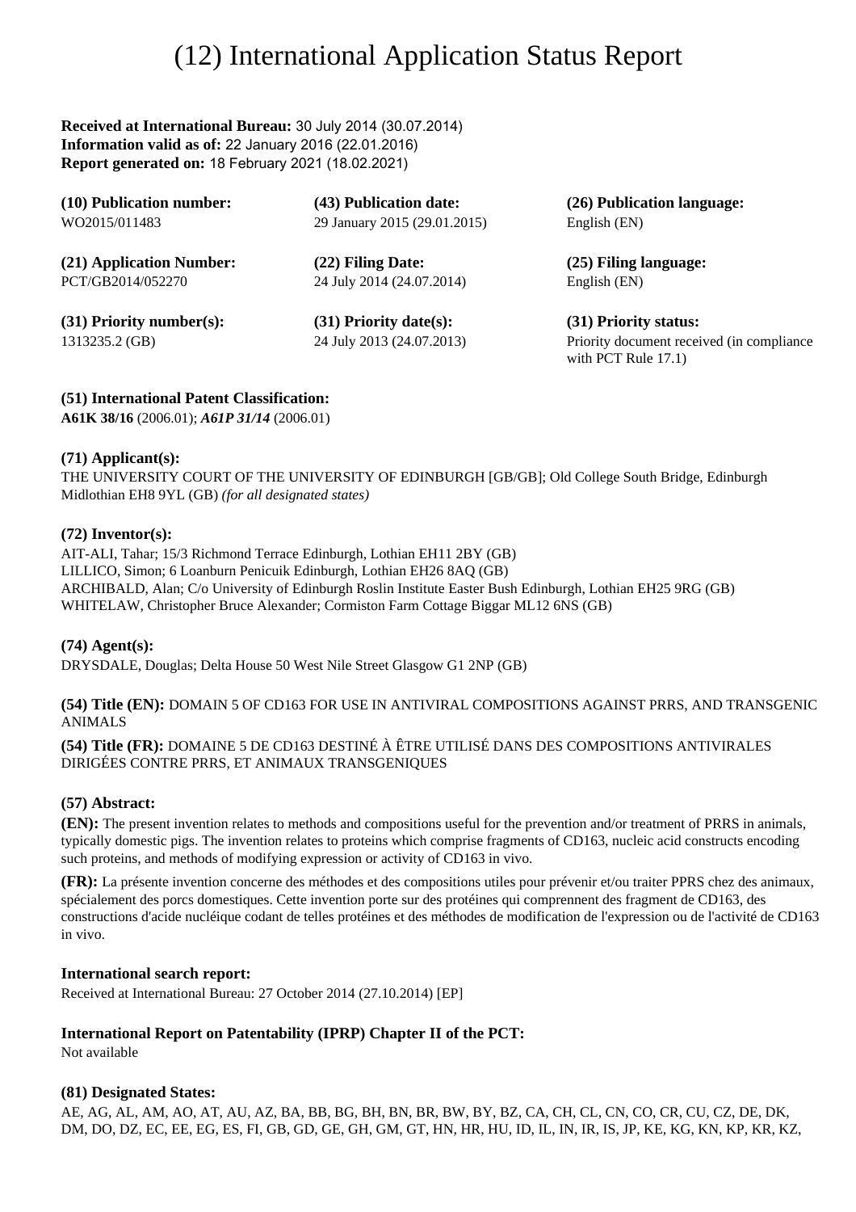# (12) International Application Status Report

**Received at International Bureau:** 30 July 2014 (30.07.2014)
**Information valid as of:** 22 January 2016 (22.01.2016)
**Report generated on:** 18 February 2021 (18.02.2021)

| (10) Publication number: | (43) Publication date: | (26) Publication language: |
| --- | --- | --- |
| WO2015/011483 | 29 January 2015 (29.01.2015) | English (EN) |
| **(21) Application Number:** | **(22) Filing Date:** | **(25) Filing language:** |
| PCT/GB2014/052270 | 24 July 2014 (24.07.2014) | English (EN) |
| **(31) Priority number(s):** | **(31) Priority date(s):** | **(31) Priority status:** |
| 1313235.2 (GB) | 24 July 2013 (24.07.2013) | Priority document received (in compliance with PCT Rule 17.1) |

**(51) International Patent Classification:**
**A61K 38/16** (2006.01); ***A61P 31/14*** (2006.01)

**(71) Applicant(s):**
THE UNIVERSITY COURT OF THE UNIVERSITY OF EDINBURGH [GB/GB]; Old College South Bridge, Edinburgh Midlothian EH8 9YL (GB) *(for all designated states)*

**(72) Inventor(s):**
AIT-ALI, Tahar; 15/3 Richmond Terrace Edinburgh, Lothian EH11 2BY (GB)
LILLICO, Simon; 6 Loanburn Penicuik Edinburgh, Lothian EH26 8AQ (GB)
ARCHIBALD, Alan; C/o University of Edinburgh Roslin Institute Easter Bush Edinburgh, Lothian EH25 9RG (GB)
WHITELAW, Christopher Bruce Alexander; Cormiston Farm Cottage Biggar ML12 6NS (GB)

**(74) Agent(s):**
DRYSDALE, Douglas; Delta House 50 West Nile Street Glasgow G1 2NP (GB)

**(54) Title (EN):** DOMAIN 5 OF CD163 FOR USE IN ANTIVIRAL COMPOSITIONS AGAINST PRRS, AND TRANSGENIC ANIMALS

**(54) Title (FR):** DOMAINE 5 DE CD163 DESTINÉ À ÊTRE UTILISÉ DANS DES COMPOSITIONS ANTIVIRALES DIRIGÉES CONTRE PRRS, ET ANIMAUX TRANSGENIQUES

**(57) Abstract:**

**(EN):** The present invention relates to methods and compositions useful for the prevention and/or treatment of PRRS in animals, typically domestic pigs. The invention relates to proteins which comprise fragments of CD163, nucleic acid constructs encoding such proteins, and methods of modifying expression or activity of CD163 in vivo.

**(FR):** La présente invention concerne des méthodes et des compositions utiles pour prévenir et/ou traiter PPRS chez des animaux, spécialement des porcs domestiques. Cette invention porte sur des protéines qui comprennent des fragment de CD163, des constructions d'acide nucléique codant de telles protéines et des méthodes de modification de l'expression ou de l'activité de CD163 in vivo.

**International search report:**
Received at International Bureau: 27 October 2014 (27.10.2014) [EP]

**International Report on Patentability (IPRP) Chapter II of the PCT:**
Not available

**(81) Designated States:**
AE, AG, AL, AM, AO, AT, AU, AZ, BA, BB, BG, BH, BN, BR, BW, BY, BZ, CA, CH, CL, CN, CO, CR, CU, CZ, DE, DK, DM, DO, DZ, EC, EE, EG, ES, FI, GB, GD, GE, GH, GM, GT, HN, HR, HU, ID, IL, IN, IR, IS, JP, KE, KG, KN, KP, KR, KZ,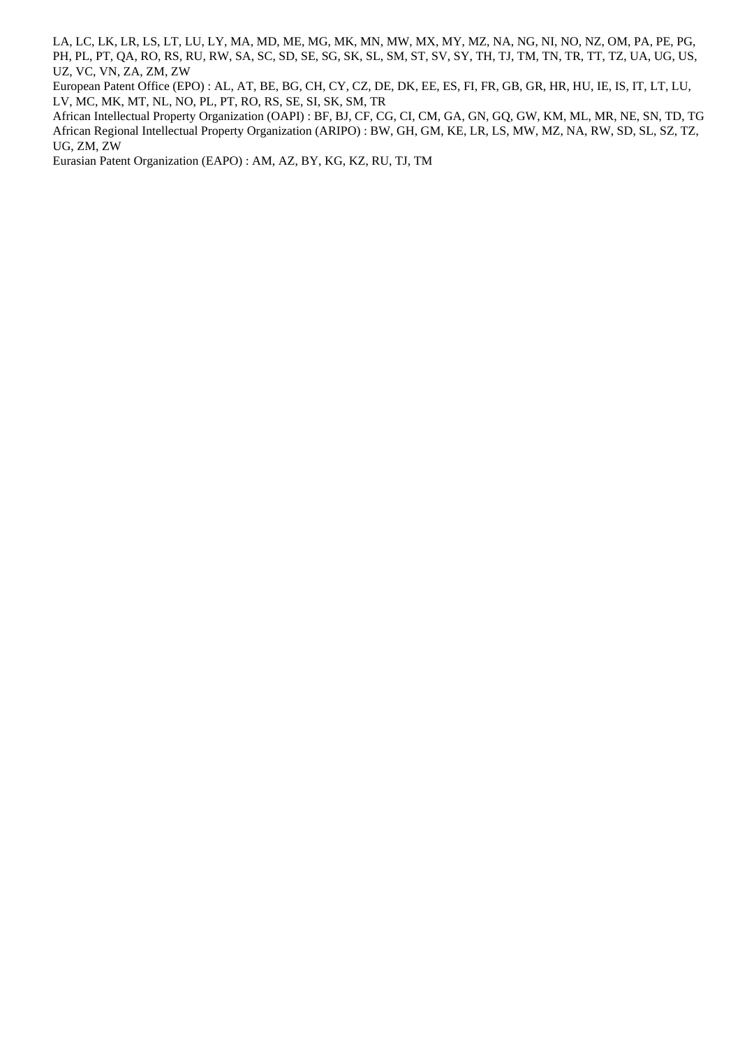LA, LC, LK, LR, LS, LT, LU, LY, MA, MD, ME, MG, MK, MN, MW, MX, MY, MZ, NA, NG, NI, NO, NZ, OM, PA, PE, PG, PH, PL, PT, QA, RO, RS, RU, RW, SA, SC, SD, SE, SG, SK, SL, SM, ST, SV, SY, TH, TJ, TM, TN, TR, TT, TZ, UA, UG, US, UZ, VC, VN, ZA, ZM, ZW

European Patent Office (EPO) : AL, AT, BE, BG, CH, CY, CZ, DE, DK, EE, ES, FI, FR, GB, GR, HR, HU, IE, IS, IT, LT, LU, LV, MC, MK, MT, NL, NO, PL, PT, RO, RS, SE, SI, SK, SM, TR

African Intellectual Property Organization (OAPI) : BF, BJ, CF, CG, CI, CM, GA, GN, GQ, GW, KM, ML, MR, NE, SN, TD, TG

African Regional Intellectual Property Organization (ARIPO) : BW, GH, GM, KE, LR, LS, MW, MZ, NA, RW, SD, SL, SZ, TZ, UG, ZM, ZW

Eurasian Patent Organization (EAPO) : AM, AZ, BY, KG, KZ, RU, TJ, TM